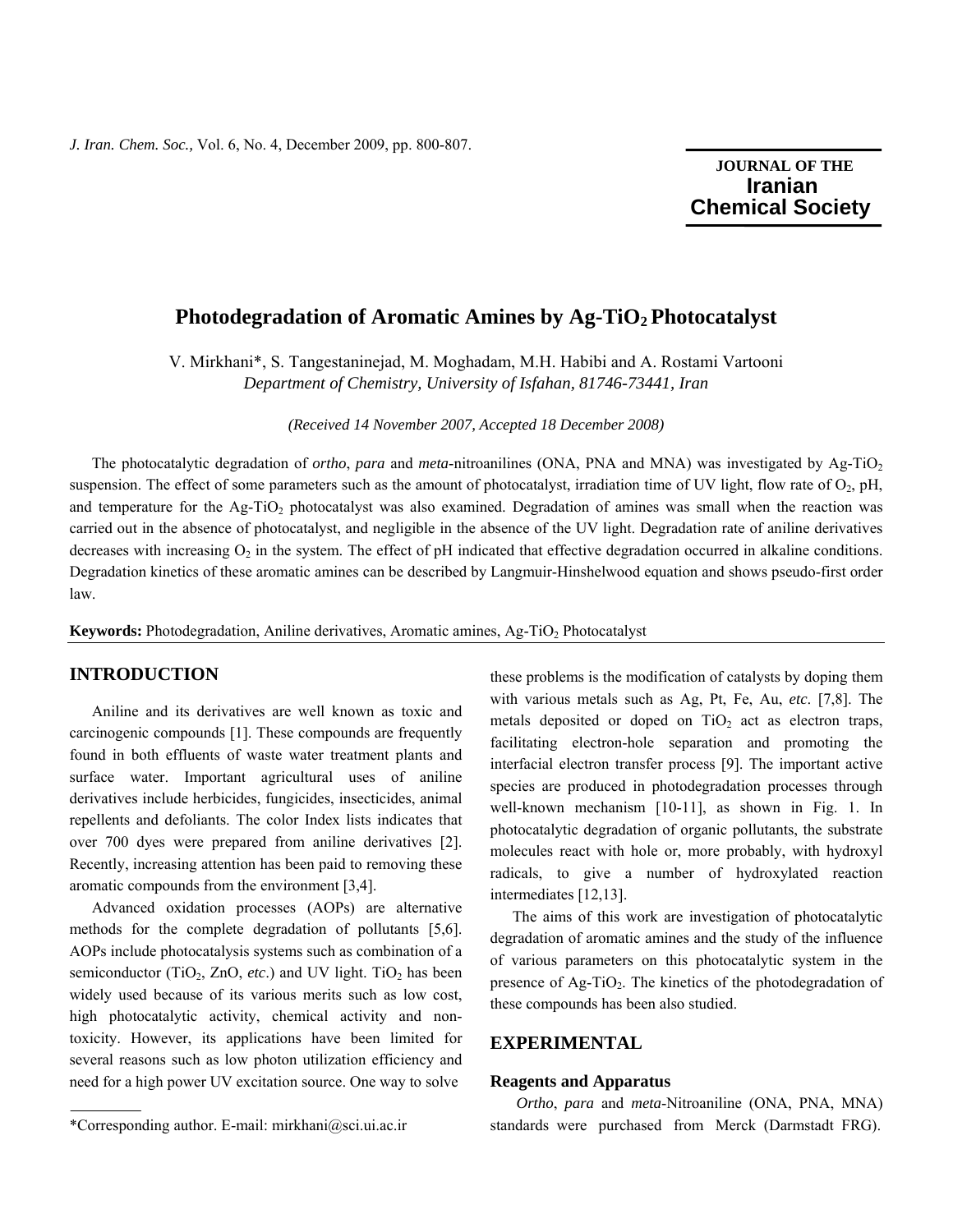# Photodegradation of Aromatic Amines by Ag-$TiO_2$ Photocatalyst

V. Mirkhani*, S. Tangestaninejad, M. Moghadam, M.H. Habibi and A. Rostami Vartooni

*Department of Chemistry, University of Isfahan, 81746-73441, Iran*

*(Received 14 November 2007, Accepted 18 December 2008)*

The photocatalytic degradation of *ortho*, *para* and *meta*-nitroanilines (ONA, PNA and MNA) was investigated by Ag-$TiO_2$ suspension. The effect of some parameters such as the amount of photocatalyst, irradiation time of UV light, flow rate of $O_2$, pH, and temperature for the Ag-$TiO_2$ photocatalyst was also examined. Degradation of amines was small when the reaction was carried out in the absence of photocatalyst, and negligible in the absence of the UV light. Degradation rate of aniline derivatives decreases with increasing $O_2$ in the system. The effect of pH indicated that effective degradation occurred in alkaline conditions. Degradation kinetics of these aromatic amines can be described by Langmuir-Hinshelwood equation and shows pseudo-first order law.

**Keywords:** Photodegradation, Aniline derivatives, Aromatic amines, Ag-$TiO_2$ Photocatalyst

## INTRODUCTION

Aniline and its derivatives are well known as toxic and carcinogenic compounds [1]. These compounds are frequently found in both effluents of waste water treatment plants and surface water. Important agricultural uses of aniline derivatives include herbicides, fungicides, insecticides, animal repellents and defoliants. The color Index lists indicates that over 700 dyes were prepared from aniline derivatives [2]. Recently, increasing attention has been paid to removing these aromatic compounds from the environment [3,4].

Advanced oxidation processes (AOPs) are alternative methods for the complete degradation of pollutants [5,6]. AOPs include photocatalysis systems such as combination of a semiconductor ($TiO_2$, ZnO, *etc.*) and UV light. $TiO_2$ has been widely used because of its various merits such as low cost, high photocatalytic activity, chemical activity and non-toxicity. However, its applications have been limited for several reasons such as low photon utilization efficiency and need for a high power UV excitation source. One way to solve these problems is the modification of catalysts by doping them with various metals such as Ag, Pt, Fe, Au, *etc*. [7,8]. The metals deposited or doped on $TiO_2$ act as electron traps, facilitating electron-hole separation and promoting the interfacial electron transfer process [9]. The important active species are produced in photodegradation processes through well-known mechanism [10-11], as shown in Fig. 1. In photocatalytic degradation of organic pollutants, the substrate molecules react with hole or, more probably, with hydroxyl radicals, to give a number of hydroxylated reaction intermediates [12,13].

The aims of this work are investigation of photocatalytic degradation of aromatic amines and the study of the influence of various parameters on this photocatalytic system in the presence of Ag-$TiO_2$. The kinetics of the photodegradation of these compounds has been also studied.

## EXPERIMENTAL

### Reagents and Apparatus

*Ortho*, *para* and *meta*-Nitroaniline (ONA, PNA, MNA) standards were purchased from Merck (Darmstadt FRG).

*Corresponding author. E-mail: mirkhani@sci.ui.ac.ir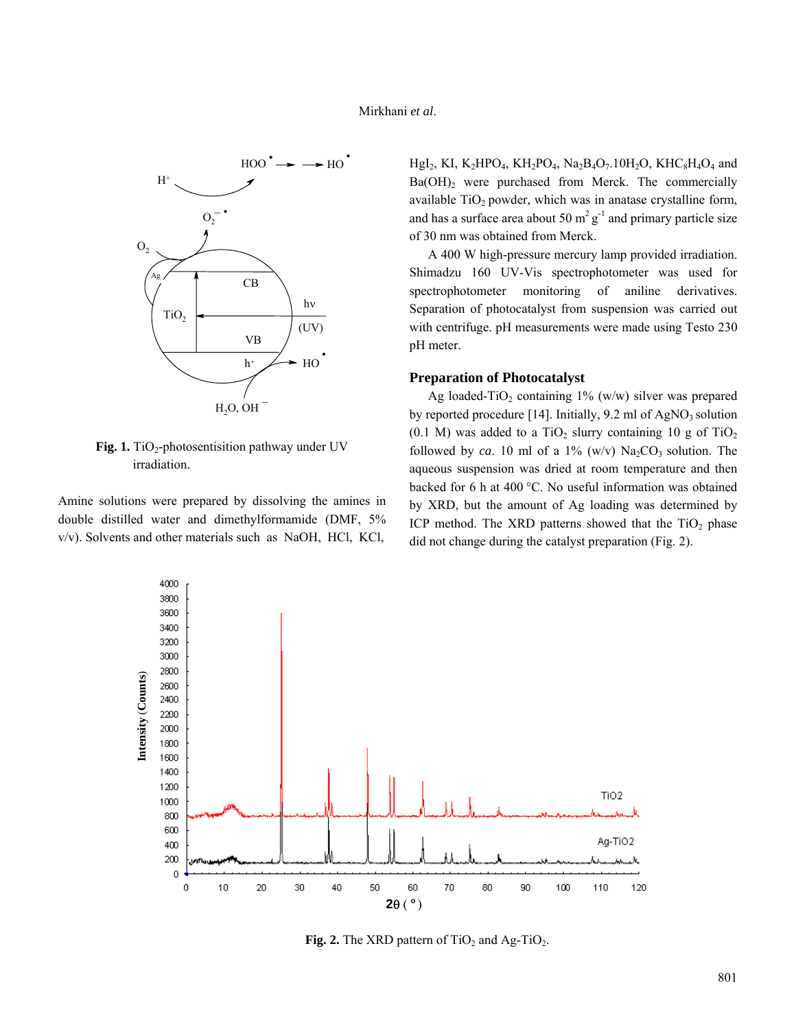Fig. 1. $TiO_2$-photosentisition pathway under UV irradiation.

Amine solutions were prepared by dissolving the amines in double distilled water and dimethylformamide (DMF, 5% v/v). Solvents and other materials such as NaOH, HCl, KCl, $HgI_2$, KI, $K_2HPO_4$, $KH_2PO_4$, $Na_2B_4O_7.10H_2O$, $KHC_8H_4O_4$ and $Ba(OH)_2$ were purchased from Merck. The commercially available $TiO_2$ powder, which was in anatase crystalline form, and has a surface area about 50 $m^2$ $g^{-1}$ and primary particle size of 30 nm was obtained from Merck.

A 400 W high-pressure mercury lamp provided irradiation. Shimadzu 160 UV-Vis spectrophotometer was used for spectrophotometer monitoring of aniline derivatives. Separation of photocatalyst from suspension was carried out with centrifuge. pH measurements were made using Testo 230 pH meter.

## Preparation of Photocatalyst

Ag loaded-$TiO_2$ containing 1% (w/w) silver was prepared by reported procedure [14]. Initially, 9.2 ml of $AgNO_3$ solution (0.1 M) was added to a $TiO_2$ slurry containing 10 g of $TiO_2$ followed by *ca*. 10 ml of a 1% (w/v) $Na_2CO_3$ solution. The aqueous suspension was dried at room temperature and then backed for 6 h at 400 °C. No useful information was obtained by XRD, but the amount of Ag loading was determined by ICP method. The XRD patterns showed that the $TiO_2$ phase did not change during the catalyst preparation (Fig. 2).

Fig. 2. The XRD pattern of $TiO_2$ and Ag-$TiO_2$.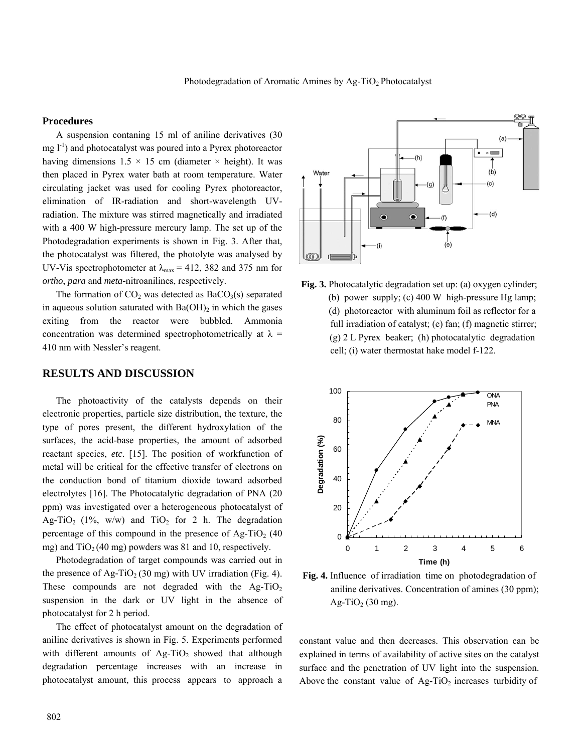### Procedures

A suspension contaning 15 ml of aniline derivatives (30 mg $l^{-1}$) and photocatalyst was poured into a Pyrex photoreactor having dimensions 1.5 × 15 cm (diameter × height). It was then placed in Pyrex water bath at room temperature. Water circulating jacket was used for cooling Pyrex photoreactor, elimination of IR-radiation and short-wavelength UV-radiation. The mixture was stirred magnetically and irradiated with a 400 W high-pressure mercury lamp. The set up of the Photodegradation experiments is shown in Fig. 3. After that, the photocatalyst was filtered, the photolyte was analysed by UV-Vis spectrophotometer at $\lambda_{max}$ = 412, 382 and 375 nm for *ortho*, *para* and *meta*-nitroanilines, respectively.

The formation of $CO_2$ was detected as $BaCO_3(s)$ separated in aqueous solution saturated with $Ba(OH)_2$ in which the gases exiting from the reactor were bubbled. Ammonia concentration was determined spectrophotometrically at $\lambda$ = 410 nm with Nessler's reagent.

Fig. 3. Photocatalytic degradation set up: (a) oxygen cylinder; (b) power supply; (c) 400 W high-pressure Hg lamp; (d) photoreactor with aluminum foil as reflector for a full irradiation of catalyst; (e) fan; (f) magnetic stirrer; (g) 2 L Pyrex beaker; (h) photocatalytic degradation cell; (i) water thermostat hake model f-122.

## RESULTS AND DISCUSSION

The photoactivity of the catalysts depends on their electronic properties, particle size distribution, the texture, the type of pores present, the different hydroxylation of the surfaces, the acid-base properties, the amount of adsorbed reactant species, *etc*. [15]. The position of workfunction of metal will be critical for the effective transfer of electrons on the conduction bond of titanium dioxide toward adsorbed electrolytes [16]. The Photocatalytic degradation of PNA (20 ppm) was investigated over a heterogeneous photocatalyst of Ag-$TiO_2$ (1%, w/w) and $TiO_2$ for 2 h. The degradation percentage of this compound in the presence of Ag-$TiO_2$ (40 mg) and $TiO_2$ (40 mg) powders was 81 and 10, respectively.

Photodegradation of target compounds was carried out in the presence of Ag-$TiO_2$ (30 mg) with UV irradiation (Fig. 4). These compounds are not degraded with the Ag-$TiO_2$ suspension in the dark or UV light in the absence of photocatalyst for 2 h period.

Fig. 4. Influence of irradiation time on photodegradation of aniline derivatives. Concentration of amines (30 ppm); Ag-$TiO_2$ (30 mg).

The effect of photocatalyst amount on the degradation of aniline derivatives is shown in Fig. 5. Experiments performed with different amounts of Ag-$TiO_2$ showed that although degradation percentage increases with an increase in photocatalyst amount, this process appears to approach a constant value and then decreases. This observation can be explained in terms of availability of active sites on the catalyst surface and the penetration of UV light into the suspension. Above the constant value of Ag-$TiO_2$ increases turbidity of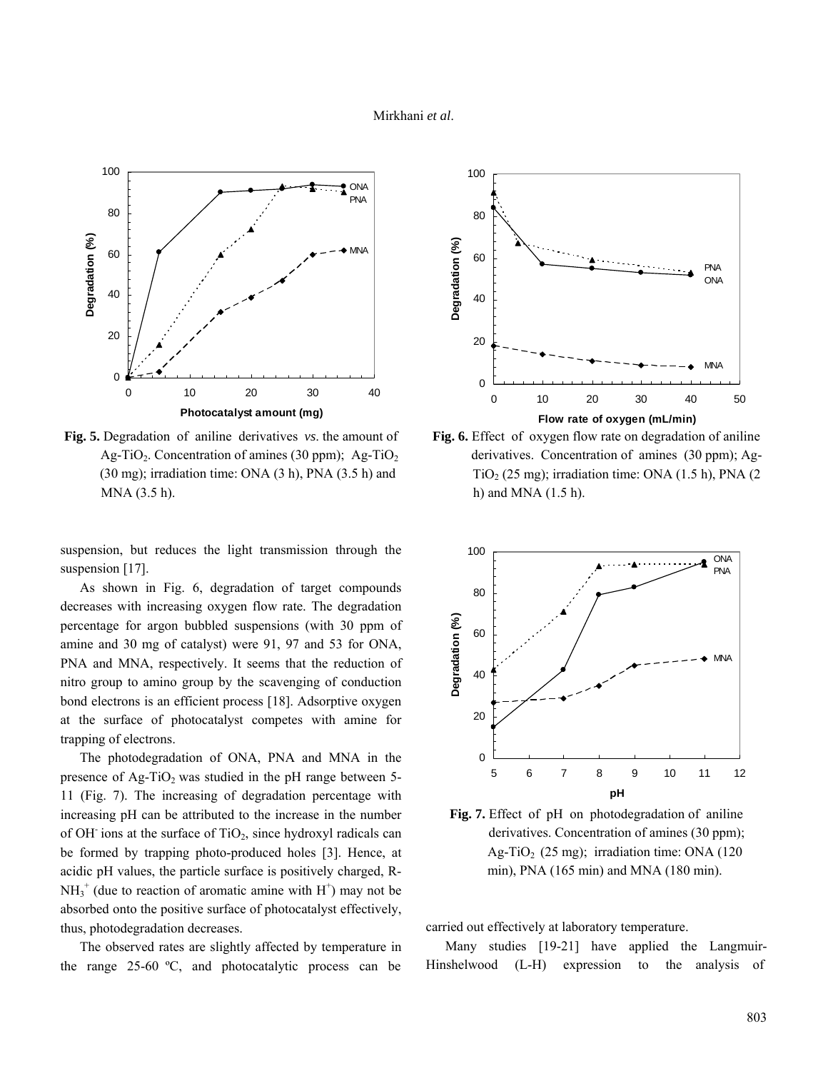**Fig. 5.** Degradation of aniline derivatives *vs*. the amount of Ag-$TiO_2$. Concentration of amines (30 ppm); Ag-$TiO_2$ (30 mg); irradiation time: ONA (3 h), PNA (3.5 h) and MNA (3.5 h).

**Fig. 6.** Effect of oxygen flow rate on degradation of aniline derivatives. Concentration of amines (30 ppm); Ag-$TiO_2$ (25 mg); irradiation time: ONA (1.5 h), PNA (2 h) and MNA (1.5 h).

suspension, but reduces the light transmission through the suspension [17].

As shown in Fig. 6, degradation of target compounds decreases with increasing oxygen flow rate. The degradation percentage for argon bubbled suspensions (with 30 ppm of amine and 30 mg of catalyst) were 91, 97 and 53 for ONA, PNA and MNA, respectively. It seems that the reduction of nitro group to amino group by the scavenging of conduction bond electrons is an efficient process [18]. Adsorptive oxygen at the surface of photocatalyst competes with amine for trapping of electrons.

The photodegradation of ONA, PNA and MNA in the presence of Ag-$TiO_2$ was studied in the pH range between 5-11 (Fig. 7). The increasing of degradation percentage with increasing pH can be attributed to the increase in the number of $OH^-$ ions at the surface of $TiO_2$, since hydroxyl radicals can be formed by trapping photo-produced holes [3]. Hence, at acidic pH values, the particle surface is positively charged, R-$NH_3^+$ (due to reaction of aromatic amine with $H^+$) may not be absorbed onto the positive surface of photocatalyst effectively, thus, photodegradation decreases.

The observed rates are slightly affected by temperature in the range 25-60 ºC, and photocatalytic process can be carried out effectively at laboratory temperature.

**Fig. 7.** Effect of pH on photodegradation of aniline derivatives. Concentration of amines (30 ppm); Ag-$TiO_2$ (25 mg); irradiation time: ONA (120 min), PNA (165 min) and MNA (180 min).

Many studies [19-21] have applied the Langmuir-Hinshelwood (L-H) expression to the analysis of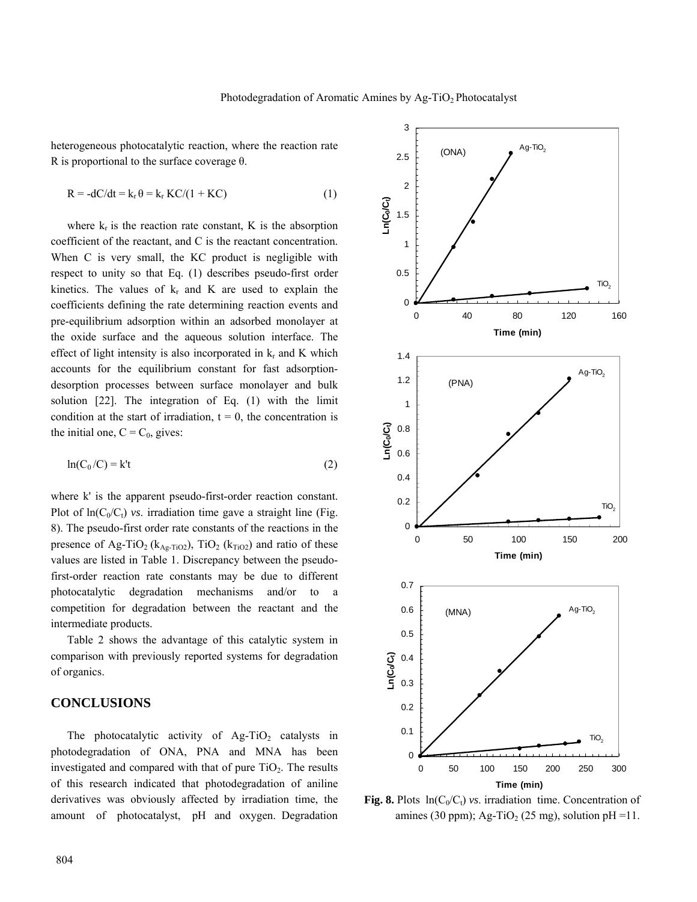heterogeneous photocatalytic reaction, where the reaction rate R is proportional to the surface coverage θ.

$$R = -dC/dt = k_r \theta = k_r KC/(1 + KC) \quad (1)$$

where $k_r$ is the reaction rate constant, K is the absorption coefficient of the reactant, and C is the reactant concentration. When C is very small, the KC product is negligible with respect to unity so that Eq. (1) describes pseudo-first order kinetics. The values of $k_r$ and K are used to explain the coefficients defining the rate determining reaction events and pre-equilibrium adsorption within an adsorbed monolayer at the oxide surface and the aqueous solution interface. The effect of light intensity is also incorporated in $k_r$ and K which accounts for the equilibrium constant for fast adsorption-desorption processes between surface monolayer and bulk solution [22]. The integration of Eq. (1) with the limit condition at the start of irradiation, t = 0, the concentration is the initial one, $C = C_0$, gives:

$$\ln(C_0/C) = k't \quad (2)$$

where k' is the apparent pseudo-first-order reaction constant. Plot of $\ln(C_0/C_t)$ *vs.* irradiation time gave a straight line (Fig. 8). The pseudo-first order rate constants of the reactions in the presence of Ag-$TiO_2$ ($k_{Ag\text{-}TiO2}$), $TiO_2$ ($k_{TiO2}$) and ratio of these values are listed in Table 1. Discrepancy between the pseudo-first-order reaction rate constants may be due to different photocatalytic degradation mechanisms and/or to a competition for degradation between the reactant and the intermediate products.

Table 2 shows the advantage of this catalytic system in comparison with previously reported systems for degradation of organics.

## CONCLUSIONS

The photocatalytic activity of Ag-$TiO_2$ catalysts in photodegradation of ONA, PNA and MNA has been investigated and compared with that of pure $TiO_2$. The results of this research indicated that photodegradation of aniline derivatives was obviously affected by irradiation time, the amount of photocatalyst, pH and oxygen. Degradation

**Fig. 8.** Plots $\ln(C_0/C_t)$ *vs.* irradiation time. Concentration of amines (30 ppm); Ag-$TiO_2$ (25 mg), solution pH =11.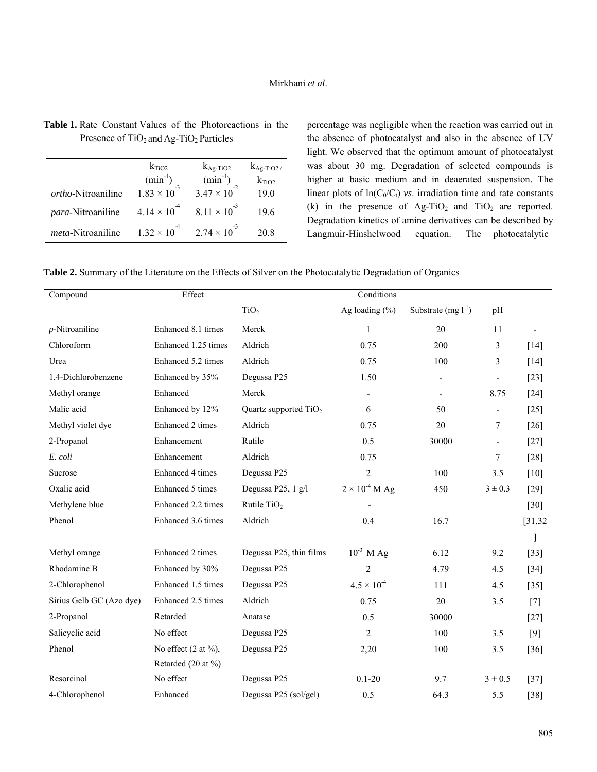**Table 1.** Rate Constant Values of the Photoreactions in the Presence of $TiO_2$ and Ag-$TiO_2$ Particles

| | $k_{TiO2}$ ($min^{-1}$) | $k_{Ag\text{-}TiO2}$ ($min^{-1}$) | $k_{Ag\text{-}TiO2}$ / $k_{TiO2}$ |
|---|---|---|---|
| *ortho*-Nitroaniline | $1.83 \times 10^{-3}$ | $3.47 \times 10^{-2}$ | 19.0 |
| *para*-Nitroaniline | $4.14 \times 10^{-4}$ | $8.11 \times 10^{-3}$ | 19.6 |
| *meta*-Nitroaniline | $1.32 \times 10^{-4}$ | $2.74 \times 10^{-3}$ | 20.8 |

percentage was negligible when the reaction was carried out in the absence of photocatalyst and also in the absence of UV light. We observed that the optimum amount of photocatalyst was about 30 mg. Degradation of selected compounds is higher at basic medium and in deaerated suspension. The linear plots of $\ln(C_0/C_t)$ *vs*. irradiation time and rate constants (k) in the presence of Ag-$TiO_2$ and $TiO_2$ are reported. Degradation kinetics of amine derivatives can be described by Langmuir-Hinshelwood equation. The photocatalytic

**Table 2.** Summary of the Literature on the Effects of Silver on the Photocatalytic Degradation of Organics

| Compound | Effect | Conditions | | | | |
|---|---|---|---|---|---|---|
| | | $TiO_2$ | Ag loading (%) | Substrate (mg $l^{-1}$) | pH | |
| *p*-Nitroaniline | Enhanced 8.1 times | Merck | 1 | 20 | 11 | - |
| Chloroform | Enhanced 1.25 times | Aldrich | 0.75 | 200 | 3 | [14] |
| Urea | Enhanced 5.2 times | Aldrich | 0.75 | 100 | 3 | [14] |
| 1,4-Dichlorobenzene | Enhanced by 35% | Degussa P25 | 1.50 | - | - | [23] |
| Methyl orange | Enhanced | Merck | - | - | 8.75 | [24] |
| Malic acid | Enhanced by 12% | Quartz supported $TiO_2$ | 6 | 50 | - | [25] |
| Methyl violet dye | Enhanced 2 times | Aldrich | 0.75 | 20 | 7 | [26] |
| 2-Propanol | Enhancement | Rutile | 0.5 | 30000 | - | [27] |
| *E. coli* | Enhancement | Aldrich | 0.75 | | 7 | [28] |
| Sucrose | Enhanced 4 times | Degussa P25 | 2 | 100 | 3.5 | [10] |
| Oxalic acid | Enhanced 5 times | Degussa P25, 1 g/l | $2 \times 10^{-4}$ M Ag | 450 | $3 \pm 0.3$ | [29] |
| Methylene blue | Enhanced 2.2 times | Rutile $TiO_2$ | - | | | [30] |
| Phenol | Enhanced 3.6 times | Aldrich | 0.4 | 16.7 | | [31,32] |
| Methyl orange | Enhanced 2 times | Degussa P25, thin films | $10^{-3}$ M Ag | 6.12 | 9.2 | [33] |
| Rhodamine B | Enhanced by 30% | Degussa P25 | 2 | 4.79 | 4.5 | [34] |
| 2-Chlorophenol | Enhanced 1.5 times | Degussa P25 | $4.5 \times 10^{-4}$ | 111 | 4.5 | [35] |
| Sirius Gelb GC (Azo dye) | Enhanced 2.5 times | Aldrich | 0.75 | 20 | 3.5 | [7] |
| 2-Propanol | Retarded | Anatase | 0.5 | 30000 | | [27] |
| Salicyclic acid | No effect | Degussa P25 | 2 | 100 | 3.5 | [9] |
| Phenol | No effect (2 at %), Retarded (20 at %) | Degussa P25 | 2,20 | 100 | 3.5 | [36] |
| Resorcinol | No effect | Degussa P25 | 0.1-20 | 9.7 | $3 \pm 0.5$ | [37] |
| 4-Chlorophenol | Enhanced | Degussa P25 (sol/gel) | 0.5 | 64.3 | 5.5 | [38] |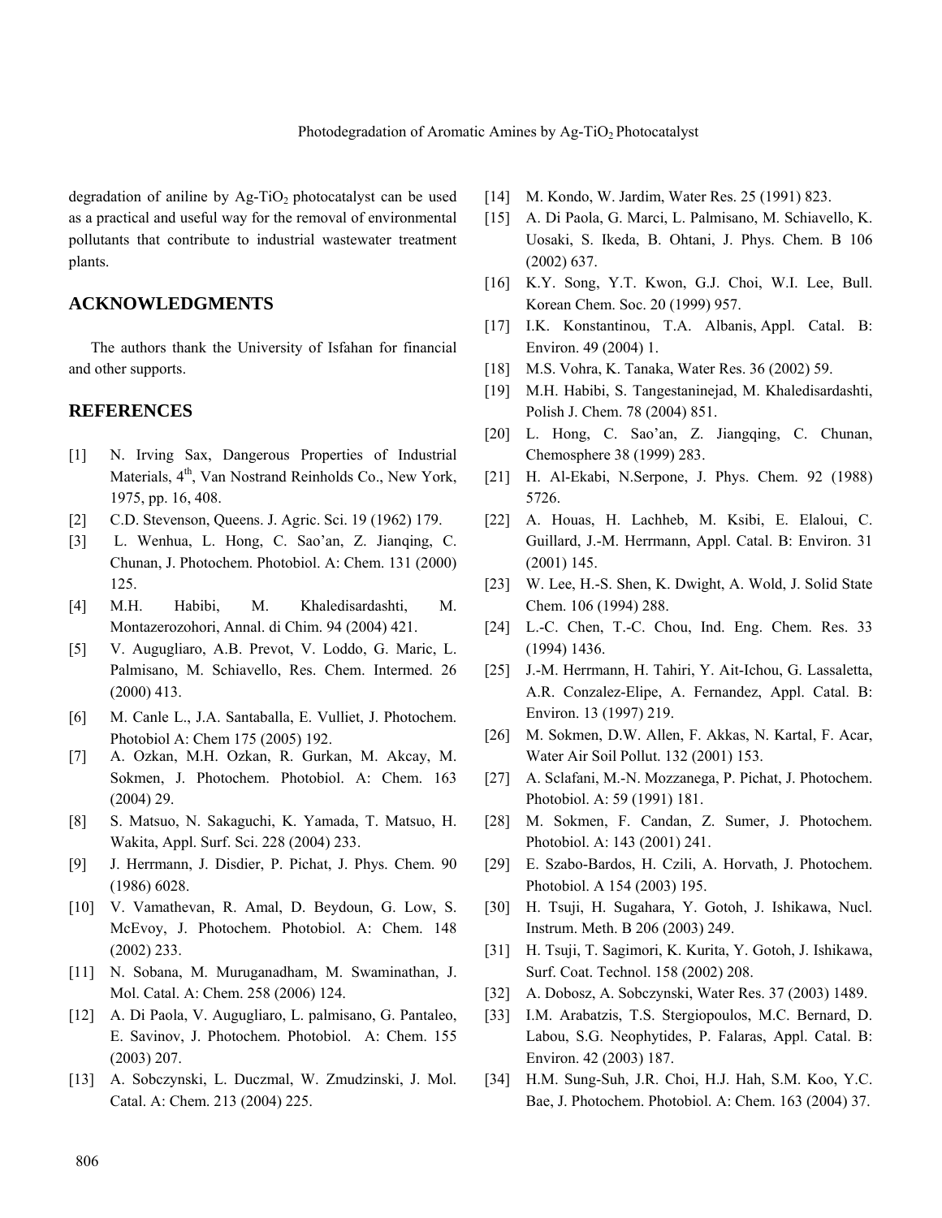degradation of aniline by Ag-$TiO_2$ photocatalyst can be used as a practical and useful way for the removal of environmental pollutants that contribute to industrial wastewater treatment plants.

## ACKNOWLEDGMENTS

The authors thank the University of Isfahan for financial and other supports.

## REFERENCES

[1] N. Irving Sax, Dangerous Properties of Industrial Materials, 4th, Van Nostrand Reinholds Co., New York, 1975, pp. 16, 408.

[2] C.D. Stevenson, Queens. J. Agric. Sci. 19 (1962) 179.

[3] L. Wenhua, L. Hong, C. Sao'an, Z. Jianqing, C. Chunan, J. Photochem. Photobiol. A: Chem. 131 (2000) 125.

[4] M.H. Habibi, M. Khaledisardashti, M. Montazerozohori, Annal. di Chim. 94 (2004) 421.

[5] V. Augugliaro, A.B. Prevot, V. Loddo, G. Maric, L. Palmisano, M. Schiavello, Res. Chem. Intermed. 26 (2000) 413.

[6] M. Canle L., J.A. Santaballa, E. Vulliet, J. Photochem. Photobiol A: Chem 175 (2005) 192.

[7] A. Ozkan, M.H. Ozkan, R. Gurkan, M. Akcay, M. Sokmen, J. Photochem. Photobiol. A: Chem. 163 (2004) 29.

[8] S. Matsuo, N. Sakaguchi, K. Yamada, T. Matsuo, H. Wakita, Appl. Surf. Sci. 228 (2004) 233.

[9] J. Herrmann, J. Disdier, P. Pichat, J. Phys. Chem. 90 (1986) 6028.

[10] V. Vamathevan, R. Amal, D. Beydoun, G. Low, S. McEvoy, J. Photochem. Photobiol. A: Chem. 148 (2002) 233.

[11] N. Sobana, M. Muruganadham, M. Swaminathan, J. Mol. Catal. A: Chem. 258 (2006) 124.

[12] A. Di Paola, V. Augugliaro, L. palmisano, G. Pantaleo, E. Savinov, J. Photochem. Photobiol. A: Chem. 155 (2003) 207.

[13] A. Sobczynski, L. Duczmal, W. Zmudzinski, J. Mol. Catal. A: Chem. 213 (2004) 225.

[14] M. Kondo, W. Jardim, Water Res. 25 (1991) 823.

[15] A. Di Paola, G. Marci, L. Palmisano, M. Schiavello, K. Uosaki, S. Ikeda, B. Ohtani, J. Phys. Chem. B 106 (2002) 637.

[16] K.Y. Song, Y.T. Kwon, G.J. Choi, W.I. Lee, Bull. Korean Chem. Soc. 20 (1999) 957.

[17] I.K. Konstantinou, T.A. Albanis, Appl. Catal. B: Environ. 49 (2004) 1.

[18] M.S. Vohra, K. Tanaka, Water Res. 36 (2002) 59.

[19] M.H. Habibi, S. Tangestaninejad, M. Khaledisardashti, Polish J. Chem. 78 (2004) 851.

[20] L. Hong, C. Sao'an, Z. Jiangqing, C. Chunan, Chemosphere 38 (1999) 283.

[21] H. Al-Ekabi, N.Serpone, J. Phys. Chem. 92 (1988) 5726.

[22] A. Houas, H. Lachheb, M. Ksibi, E. Elaloui, C. Guillard, J.-M. Herrmann, Appl. Catal. B: Environ. 31 (2001) 145.

[23] W. Lee, H.-S. Shen, K. Dwight, A. Wold, J. Solid State Chem. 106 (1994) 288.

[24] L.-C. Chen, T.-C. Chou, Ind. Eng. Chem. Res. 33 (1994) 1436.

[25] J.-M. Herrmann, H. Tahiri, Y. Ait-Ichou, G. Lassaletta, A.R. Conzalez-Elipe, A. Fernandez, Appl. Catal. B: Environ. 13 (1997) 219.

[26] M. Sokmen, D.W. Allen, F. Akkas, N. Kartal, F. Acar, Water Air Soil Pollut. 132 (2001) 153.

[27] A. Sclafani, M.-N. Mozzanega, P. Pichat, J. Photochem. Photobiol. A: 59 (1991) 181.

[28] M. Sokmen, F. Candan, Z. Sumer, J. Photochem. Photobiol. A: 143 (2001) 241.

[29] E. Szabo-Bardos, H. Czili, A. Horvath, J. Photochem. Photobiol. A 154 (2003) 195.

[30] H. Tsuji, H. Sugahara, Y. Gotoh, J. Ishikawa, Nucl. Instrum. Meth. B 206 (2003) 249.

[31] H. Tsuji, T. Sagimori, K. Kurita, Y. Gotoh, J. Ishikawa, Surf. Coat. Technol. 158 (2002) 208.

[32] A. Dobosz, A. Sobczynski, Water Res. 37 (2003) 1489.

[33] I.M. Arabatzis, T.S. Stergiopoulos, M.C. Bernard, D. Labou, S.G. Neophytides, P. Falaras, Appl. Catal. B: Environ. 42 (2003) 187.

[34] H.M. Sung-Suh, J.R. Choi, H.J. Hah, S.M. Koo, Y.C. Bae, J. Photochem. Photobiol. A: Chem. 163 (2004) 37.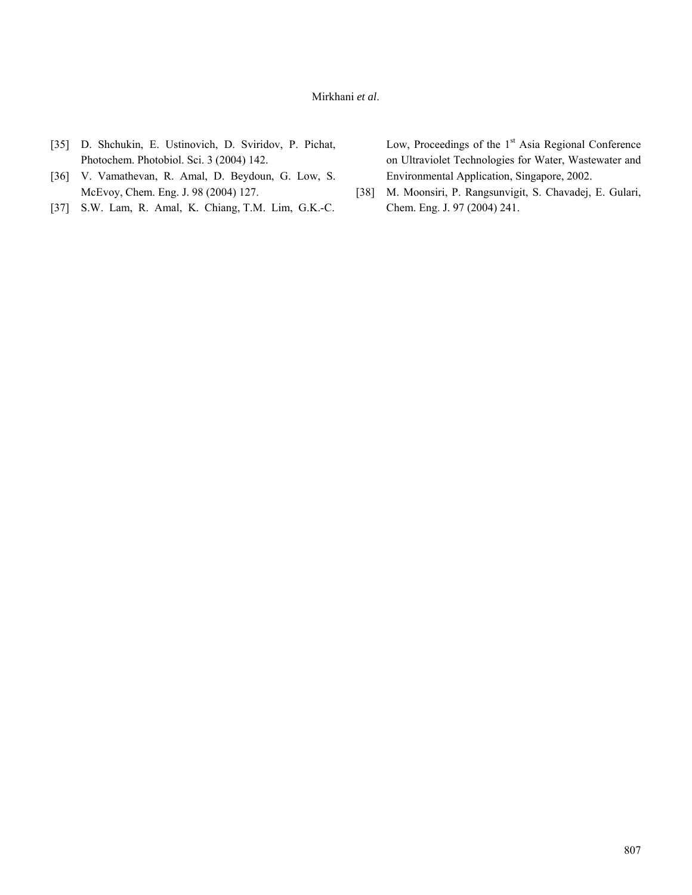[35] D. Shchukin, E. Ustinovich, D. Sviridov, P. Pichat, Photochem. Photobiol. Sci. 3 (2004) 142.

[36] V. Vamathevan, R. Amal, D. Beydoun, G. Low, S. McEvoy, Chem. Eng. J. 98 (2004) 127.

[37] S.W. Lam, R. Amal, K. Chiang, T.M. Lim, G.K.-C. Low, Proceedings of the 1st Asia Regional Conference on Ultraviolet Technologies for Water, Wastewater and Environmental Application, Singapore, 2002.

[38] M. Moonsiri, P. Rangsunvigit, S. Chavadej, E. Gulari, Chem. Eng. J. 97 (2004) 241.